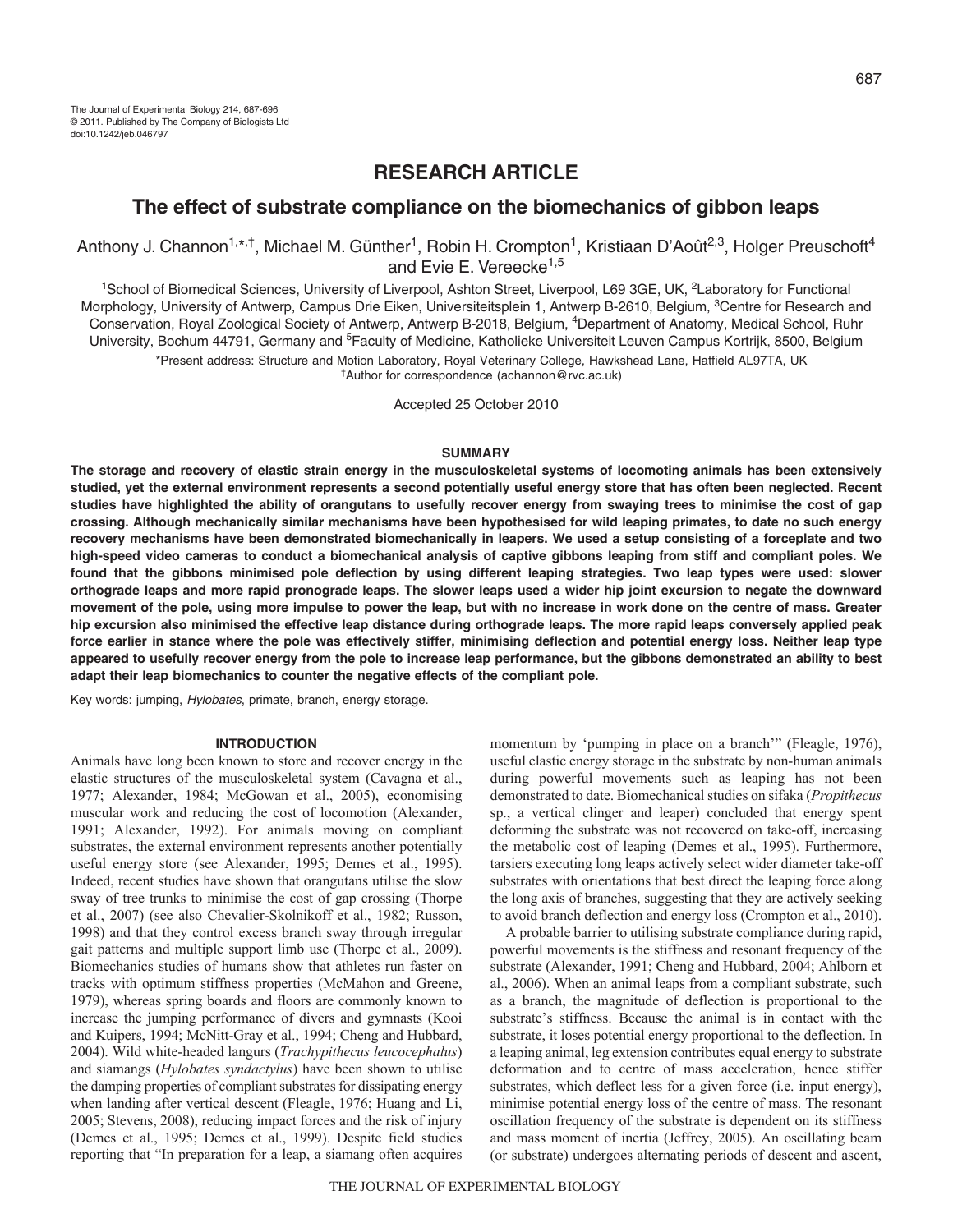The Journal of Experimental Biology 214, 687-696
© 2011. Published by The Company of Biologists Ltd
doi:10.1242/jeb.046797

## RESEARCH ARTICLE

# The effect of substrate compliance on the biomechanics of gibbon leaps

Anthony J. Channon[1,*,†], Michael M. Günther[1], Robin H. Crompton[1], Kristiaan D'Août[2,3], Holger Preuschoft[4] and Evie E. Vereecke[1,5]

[1]School of Biomedical Sciences, University of Liverpool, Ashton Street, Liverpool, L69 3GE, UK, [2]Laboratory for Functional Morphology, University of Antwerp, Campus Drie Eiken, Universiteitsplein 1, Antwerp B-2610, Belgium, [3]Centre for Research and Conservation, Royal Zoological Society of Antwerp, Antwerp B-2018, Belgium, [4]Department of Anatomy, Medical School, Ruhr University, Bochum 44791, Germany and [5]Faculty of Medicine, Katholieke Universiteit Leuven Campus Kortrijk, 8500, Belgium

*Present address: Structure and Motion Laboratory, Royal Veterinary College, Hawkshead Lane, Hatfield AL97TA, UK
†Author for correspondence (achannon@rvc.ac.uk)

Accepted 25 October 2010

## SUMMARY

**The storage and recovery of elastic strain energy in the musculoskeletal systems of locomoting animals has been extensively studied, yet the external environment represents a second potentially useful energy store that has often been neglected. Recent studies have highlighted the ability of orangutans to usefully recover energy from swaying trees to minimise the cost of gap crossing. Although mechanically similar mechanisms have been hypothesised for wild leaping primates, to date no such energy recovery mechanisms have been demonstrated biomechanically in leapers. We used a setup consisting of a forceplate and two high-speed video cameras to conduct a biomechanical analysis of captive gibbons leaping from stiff and compliant poles. We found that the gibbons minimised pole deflection by using different leaping strategies. Two leap types were used: slower orthograde leaps and more rapid pronograde leaps. The slower leaps used a wider hip joint excursion to negate the downward movement of the pole, using more impulse to power the leap, but with no increase in work done on the centre of mass. Greater hip excursion also minimised the effective leap distance during orthograde leaps. The more rapid leaps conversely applied peak force earlier in stance where the pole was effectively stiffer, minimising deflection and potential energy loss. Neither leap type appeared to usefully recover energy from the pole to increase leap performance, but the gibbons demonstrated an ability to best adapt their leap biomechanics to counter the negative effects of the compliant pole.**

Key words: jumping, *Hylobates*, primate, branch, energy storage.

## INTRODUCTION

Animals have long been known to store and recover energy in the elastic structures of the musculoskeletal system (Cavagna et al., 1977; Alexander, 1984; McGowan et al., 2005), economising muscular work and reducing the cost of locomotion (Alexander, 1991; Alexander, 1992). For animals moving on compliant substrates, the external environment represents another potentially useful energy store (see Alexander, 1995; Demes et al., 1995). Indeed, recent studies have shown that orangutans utilise the slow sway of tree trunks to minimise the cost of gap crossing (Thorpe et al., 2007) (see also Chevalier-Skolnikoff et al., 1982; Russon, 1998) and that they control excess branch sway through irregular gait patterns and multiple support limb use (Thorpe et al., 2009). Biomechanics studies of humans show that athletes run faster on tracks with optimum stiffness properties (McMahon and Greene, 1979), whereas spring boards and floors are commonly known to increase the jumping performance of divers and gymnasts (Kooi and Kuipers, 1994; McNitt-Gray et al., 1994; Cheng and Hubbard, 2004). Wild white-headed langurs (*Trachypithecus leucocephalus*) and siamangs (*Hylobates syndactylus*) have been shown to utilise the damping properties of compliant substrates for dissipating energy when landing after vertical descent (Fleagle, 1976; Huang and Li, 2005; Stevens, 2008), reducing impact forces and the risk of injury (Demes et al., 1995; Demes et al., 1999). Despite field studies reporting that "In preparation for a leap, a siamang often acquires momentum by 'pumping in place on a branch'" (Fleagle, 1976), useful elastic energy storage in the substrate by non-human animals during powerful movements such as leaping has not been demonstrated to date. Biomechanical studies on sifaka (*Propithecus* sp., a vertical clinger and leaper) concluded that energy spent deforming the substrate was not recovered on take-off, increasing the metabolic cost of leaping (Demes et al., 1995). Furthermore, tarsiers executing long leaps actively select wider diameter take-off substrates with orientations that best direct the leaping force along the long axis of branches, suggesting that they are actively seeking to avoid branch deflection and energy loss (Crompton et al., 2010).

A probable barrier to utilising substrate compliance during rapid, powerful movements is the stiffness and resonant frequency of the substrate (Alexander, 1991; Cheng and Hubbard, 2004; Ahlborn et al., 2006). When an animal leaps from a compliant substrate, such as a branch, the magnitude of deflection is proportional to the substrate's stiffness. Because the animal is in contact with the substrate, it loses potential energy proportional to the deflection. In a leaping animal, leg extension contributes equal energy to substrate deformation and to centre of mass acceleration, hence stiffer substrates, which deflect less for a given force (i.e. input energy), minimise potential energy loss of the centre of mass. The resonant oscillation frequency of the substrate is dependent on its stiffness and mass moment of inertia (Jeffrey, 2005). An oscillating beam (or substrate) undergoes alternating periods of descent and ascent,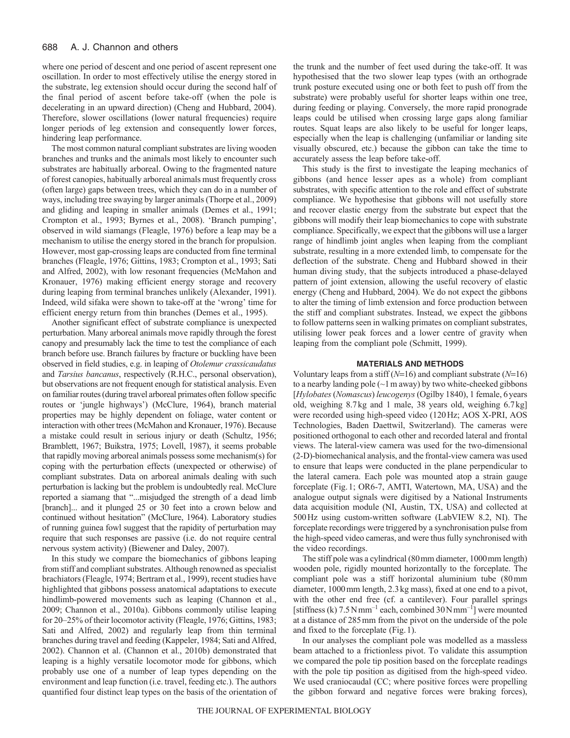where one period of descent and one period of ascent represent one oscillation. In order to most effectively utilise the energy stored in the substrate, leg extension should occur during the second half of the final period of ascent before take-off (when the pole is decelerating in an upward direction) (Cheng and Hubbard, 2004). Therefore, slower oscillations (lower natural frequencies) require longer periods of leg extension and consequently lower forces, hindering leap performance.

The most common natural compliant substrates are living wooden branches and trunks and the animals most likely to encounter such substrates are habitually arboreal. Owing to the fragmented nature of forest canopies, habitually arboreal animals must frequently cross (often large) gaps between trees, which they can do in a number of ways, including tree swaying by larger animals (Thorpe et al., 2009) and gliding and leaping in smaller animals (Demes et al., 1991; Crompton et al., 1993; Byrnes et al., 2008). 'Branch pumping', observed in wild siamangs (Fleagle, 1976) before a leap may be a mechanism to utilise the energy stored in the branch for propulsion. However, most gap-crossing leaps are conducted from fine terminal branches (Fleagle, 1976; Gittins, 1983; Crompton et al., 1993; Sati and Alfred, 2002), with low resonant frequencies (McMahon and Kronauer, 1976) making efficient energy storage and recovery during leaping from terminal branches unlikely (Alexander, 1991). Indeed, wild sifaka were shown to take-off at the 'wrong' time for efficient energy return from thin branches (Demes et al., 1995).

Another significant effect of substrate compliance is unexpected perturbation. Many arboreal animals move rapidly through the forest canopy and presumably lack the time to test the compliance of each branch before use. Branch failures by fracture or buckling have been observed in field studies, e.g. in leaping of *Otolemur crassicaudatus* and *Tarsius bancanus*, respectively (R.H.C., personal observation), but observations are not frequent enough for statistical analysis. Even on familiar routes (during travel arboreal primates often follow specific routes or 'jungle highways') (McClure, 1964), branch material properties may be highly dependent on foliage, water content or interaction with other trees (McMahon and Kronauer, 1976). Because a mistake could result in serious injury or death (Schultz, 1956; Bramblett, 1967; Buikstra, 1975; Lovell, 1987), it seems probable that rapidly moving arboreal animals possess some mechanism(s) for coping with the perturbation effects (unexpected or otherwise) of compliant substrates. Data on arboreal animals dealing with such perturbation is lacking but the problem is undoubtedly real. McClure reported a siamang that "...misjudged the strength of a dead limb [branch]... and it plunged 25 or 30 feet into a crown below and continued without hesitation" (McClure, 1964). Laboratory studies of running guinea fowl suggest that the rapidity of perturbation may require that such responses are passive (i.e. do not require central nervous system activity) (Biewener and Daley, 2007).

In this study we compare the biomechanics of gibbons leaping from stiff and compliant substrates. Although renowned as specialist brachiators (Fleagle, 1974; Bertram et al., 1999), recent studies have highlighted that gibbons possess anatomical adaptations to execute hindlimb-powered movements such as leaping (Channon et al., 2009; Channon et al., 2010a). Gibbons commonly utilise leaping for 20–25% of their locomotor activity (Fleagle, 1976; Gittins, 1983; Sati and Alfred, 2002) and regularly leap from thin terminal branches during travel and feeding (Kappeler, 1984; Sati and Alfred, 2002). Channon et al. (Channon et al., 2010b) demonstrated that leaping is a highly versatile locomotor mode for gibbons, which probably use one of a number of leap types depending on the environment and leap function (i.e. travel, feeding etc.). The authors quantified four distinct leap types on the basis of the orientation of the trunk and the number of feet used during the take-off. It was hypothesised that the two slower leap types (with an orthograde trunk posture executed using one or both feet to push off from the substrate) were probably useful for shorter leaps within one tree, during feeding or playing. Conversely, the more rapid pronograde leaps could be utilised when crossing large gaps along familiar routes. Squat leaps are also likely to be useful for longer leaps, especially when the leap is challenging (unfamiliar or landing site visually obscured, etc.) because the gibbon can take the time to accurately assess the leap before take-off.

This study is the first to investigate the leaping mechanics of gibbons (and hence lesser apes as a whole) from compliant substrates, with specific attention to the role and effect of substrate compliance. We hypothesise that gibbons will not usefully store and recover elastic energy from the substrate but expect that the gibbons will modify their leap biomechanics to cope with substrate compliance. Specifically, we expect that the gibbons will use a larger range of hindlimb joint angles when leaping from the compliant substrate, resulting in a more extended limb, to compensate for the deflection of the substrate. Cheng and Hubbard showed in their human diving study, that the subjects introduced a phase-delayed pattern of joint extension, allowing the useful recovery of elastic energy (Cheng and Hubbard, 2004). We do not expect the gibbons to alter the timing of limb extension and force production between the stiff and compliant substrates. Instead, we expect the gibbons to follow patterns seen in walking primates on compliant substrates, utilising lower peak forces and a lower centre of gravity when leaping from the compliant pole (Schmitt, 1999).

## MATERIALS AND METHODS

Voluntary leaps from a stiff ($N$=16) and compliant substrate ($N$=16) to a nearby landing pole (~1 m away) by two white-cheeked gibbons [*Hylobates* (*Nomascus*) *leucogenys* (Ogilby 1840), 1 female, 6 years old, weighing 8.7 kg and 1 male, 38 years old, weighing 6.7 kg] were recorded using high-speed video (120 Hz; AOS X-PRI, AOS Technologies, Baden Daettwil, Switzerland). The cameras were positioned orthogonal to each other and recorded lateral and frontal views. The lateral-view camera was used for the two-dimensional (2-D)-biomechanical analysis, and the frontal-view camera was used to ensure that leaps were conducted in the plane perpendicular to the lateral camera. Each pole was mounted atop a strain gauge forceplate (Fig. 1; OR6-7, AMTI, Watertown, MA, USA) and the analogue output signals were digitised by a National Instruments data acquisition module (NI, Austin, TX, USA) and collected at 500 Hz using custom-written software (LabVIEW 8.2, NI). The forceplate recordings were triggered by a synchronisation pulse from the high-speed video cameras, and were thus fully synchronised with the video recordings.

The stiff pole was a cylindrical (80 mm diameter, 1000 mm length) wooden pole, rigidly mounted horizontally to the forceplate. The compliant pole was a stiff horizontal aluminium tube (80 mm diameter, 1000 mm length, 2.3 kg mass), fixed at one end to a pivot, with the other end free (cf. a cantilever). Four parallel springs [stiffness ($k$) 7.5 N mm$^{-1}$ each, combined 30 N mm$^{-1}$] were mounted at a distance of 285 mm from the pivot on the underside of the pole and fixed to the forceplate (Fig. 1).

In our analyses the compliant pole was modelled as a massless beam attached to a frictionless pivot. To validate this assumption we compared the pole tip position based on the forceplate readings with the pole tip position as digitised from the high-speed video. We used craniocaudal (CC; where positive forces were propelling the gibbon forward and negative forces were braking forces),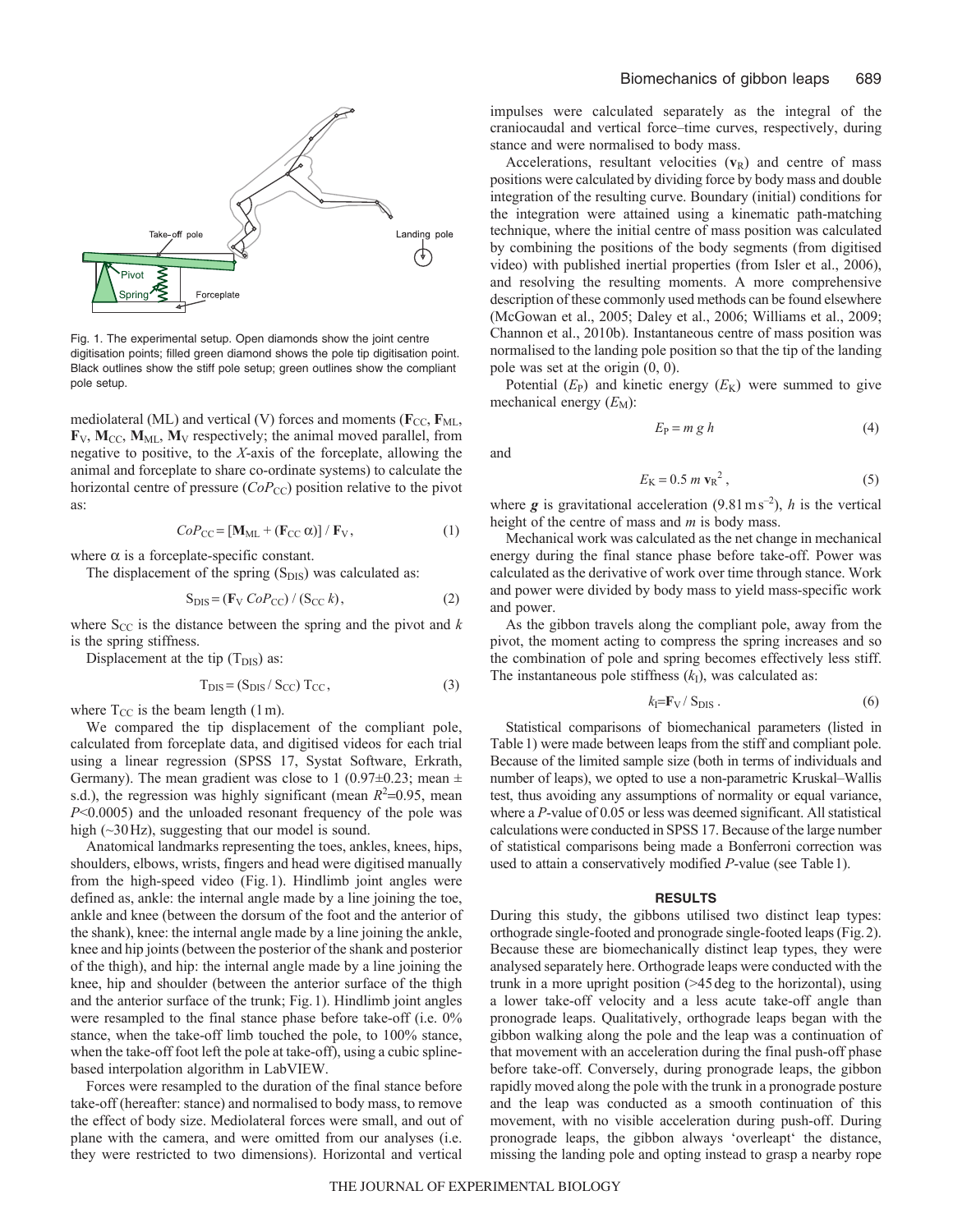Fig. 1. The experimental setup. Open diamonds show the joint centre digitisation points; filled green diamond shows the pole tip digitisation point. Black outlines show the stiff pole setup; green outlines show the compliant pole setup.

mediolateral (ML) and vertical (V) forces and moments ($\mathbf{F}_{CC}$, $\mathbf{F}_{ML}$, $\mathbf{F}_{V}$, $\mathbf{M}_{CC}$, $\mathbf{M}_{ML}$, $\mathbf{M}_{V}$ respectively; the animal moved parallel, from negative to positive, to the *X*-axis of the forceplate, allowing the animal and forceplate to share co-ordinate systems) to calculate the horizontal centre of pressure ($CoP_{CC}$) position relative to the pivot as:

$$CoP_{CC} = [\mathbf{M}_{ML} + (\mathbf{F}_{CC}\,\alpha)] / \mathbf{F}_{V}\,, \tag{1}$$

where $\alpha$ is a forceplate-specific constant.

The displacement of the spring ($S_{DIS}$) was calculated as:

$$S_{DIS} = (\mathbf{F}_{V}\,CoP_{CC}) / (S_{CC}\,k)\,, \tag{2}$$

where $S_{CC}$ is the distance between the spring and the pivot and $k$ is the spring stiffness.

Displacement at the tip ($T_{DIS}$) as:

$$T_{DIS} = (S_{DIS} / S_{CC})\,T_{CC}\,, \tag{3}$$

where $T_{CC}$ is the beam length (1 m).

We compared the tip displacement of the compliant pole, calculated from forceplate data, and digitised videos for each trial using a linear regression (SPSS 17, Systat Software, Erkrath, Germany). The mean gradient was close to 1 (0.97±0.23; mean ± s.d.), the regression was highly significant (mean $R^2$=0.95, mean $P$<0.0005) and the unloaded resonant frequency of the pole was high (~30 Hz), suggesting that our model is sound.

Anatomical landmarks representing the toes, ankles, knees, hips, shoulders, elbows, wrists, fingers and head were digitised manually from the high-speed video (Fig. 1). Hindlimb joint angles were defined as, ankle: the internal angle made by a line joining the toe, ankle and knee (between the dorsum of the foot and the anterior of the shank), knee: the internal angle made by a line joining the ankle, knee and hip joints (between the posterior of the shank and posterior of the thigh), and hip: the internal angle made by a line joining the knee, hip and shoulder (between the anterior surface of the thigh and the anterior surface of the trunk; Fig. 1). Hindlimb joint angles were resampled to the final stance phase before take-off (i.e. 0% stance, when the take-off limb touched the pole, to 100% stance, when the take-off foot left the pole at take-off), using a cubic spline-based interpolation algorithm in LabVIEW.

Forces were resampled to the duration of the final stance before take-off (hereafter: stance) and normalised to body mass, to remove the effect of body size. Mediolateral forces were small, and out of plane with the camera, and were omitted from our analyses (i.e. they were restricted to two dimensions). Horizontal and vertical impulses were calculated separately as the integral of the craniocaudal and vertical force–time curves, respectively, during stance and were normalised to body mass.

Accelerations, resultant velocities ($\mathbf{v}_R$) and centre of mass positions were calculated by dividing force by body mass and double integration of the resulting curve. Boundary (initial) conditions for the integration were attained using a kinematic path-matching technique, where the initial centre of mass position was calculated by combining the positions of the body segments (from digitised video) with published inertial properties (from Isler et al., 2006), and resolving the resulting moments. A more comprehensive description of these commonly used methods can be found elsewhere (McGowan et al., 2005; Daley et al., 2006; Williams et al., 2009; Channon et al., 2010b). Instantaneous centre of mass position was normalised to the landing pole position so that the tip of the landing pole was set at the origin (0, 0).

Potential ($E_P$) and kinetic energy ($E_K$) were summed to give mechanical energy ($E_M$):

$$E_P = m\,g\,h \tag{4}$$

and

$$E_K = 0.5\,m\,\mathbf{v}_R^2\,, \tag{5}$$

where $\boldsymbol{g}$ is gravitational acceleration (9.81 m s$^{-2}$), $h$ is the vertical height of the centre of mass and $m$ is body mass.

Mechanical work was calculated as the net change in mechanical energy during the final stance phase before take-off. Power was calculated as the derivative of work over time through stance. Work and power were divided by body mass to yield mass-specific work and power.

As the gibbon travels along the compliant pole, away from the pivot, the moment acting to compress the spring increases and so the combination of pole and spring becomes effectively less stiff. The instantaneous pole stiffness ($k_I$), was calculated as:

$$k_I = \mathbf{F}_V / S_{DIS}\,. \tag{6}$$

Statistical comparisons of biomechanical parameters (listed in Table 1) were made between leaps from the stiff and compliant pole. Because of the limited sample size (both in terms of individuals and number of leaps), we opted to use a non-parametric Kruskal–Wallis test, thus avoiding any assumptions of normality or equal variance, where a $P$-value of 0.05 or less was deemed significant. All statistical calculations were conducted in SPSS 17. Because of the large number of statistical comparisons being made a Bonferroni correction was used to attain a conservatively modified $P$-value (see Table 1).

## RESULTS

During this study, the gibbons utilised two distinct leap types: orthograde single-footed and pronograde single-footed leaps (Fig. 2). Because these are biomechanically distinct leap types, they were analysed separately here. Orthograde leaps were conducted with the trunk in a more upright position (>45 deg to the horizontal), using a lower take-off velocity and a less acute take-off angle than pronograde leaps. Qualitatively, orthograde leaps began with the gibbon walking along the pole and the leap was a continuation of that movement with an acceleration during the final push-off phase before take-off. Conversely, during pronograde leaps, the gibbon rapidly moved along the pole with the trunk in a pronograde posture and the leap was conducted as a smooth continuation of this movement, with no visible acceleration during push-off. During pronograde leaps, the gibbon always 'overleapt' the distance, missing the landing pole and opting instead to grasp a nearby rope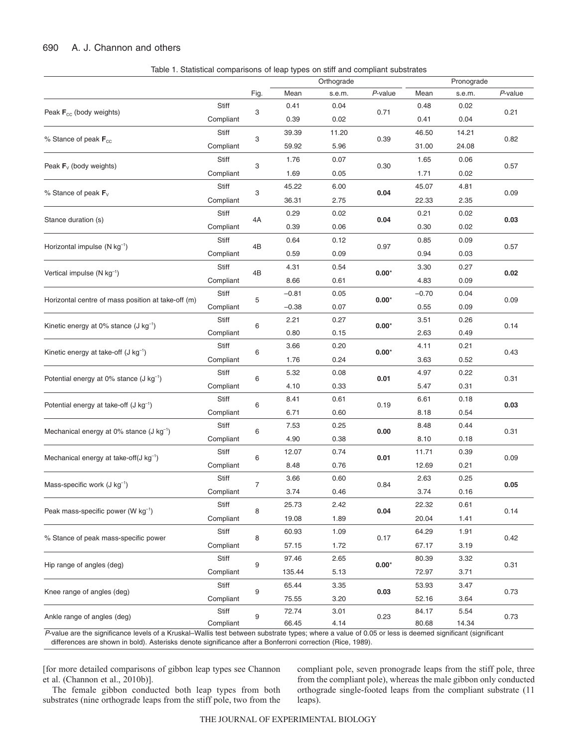Table 1. Statistical comparisons of leap types on stiff and compliant substrates

| | | Fig. | Orthograde Mean | Orthograde s.e.m. | Orthograde *P*-value | Pronograde Mean | Pronograde s.e.m. | Pronograde *P*-value |
|---|---|---|---|---|---|---|---|---|
| Peak $\mathbf{F}_{cc}$ (body weights) | Stiff | 3 | 0.41 | 0.04 | 0.71 | 0.48 | 0.02 | 0.21 |
| | Compliant | | 0.39 | 0.02 | | 0.41 | 0.04 | |
| % Stance of peak $\mathbf{F}_{cc}$ | Stiff | 3 | 39.39 | 11.20 | 0.39 | 46.50 | 14.21 | 0.82 |
| | Compliant | | 59.92 | 5.96 | | 31.00 | 24.08 | |
| Peak $\mathbf{F}_{v}$ (body weights) | Stiff | 3 | 1.76 | 0.07 | 0.30 | 1.65 | 0.06 | 0.57 |
| | Compliant | | 1.69 | 0.05 | | 1.71 | 0.02 | |
| % Stance of peak $\mathbf{F}_{v}$ | Stiff | 3 | 45.22 | 6.00 | **0.04** | 45.07 | 4.81 | 0.09 |
| | Compliant | | 36.31 | 2.75 | | 22.33 | 2.35 | |
| Stance duration (s) | Stiff | 4A | 0.29 | 0.02 | **0.04** | 0.21 | 0.02 | **0.03** |
| | Compliant | | 0.39 | 0.06 | | 0.30 | 0.02 | |
| Horizontal impulse (N kg$^{-1}$) | Stiff | 4B | 0.64 | 0.12 | 0.97 | 0.85 | 0.09 | 0.57 |
| | Compliant | | 0.59 | 0.09 | | 0.94 | 0.03 | |
| Vertical impulse (N kg$^{-1}$) | Stiff | 4B | 4.31 | 0.54 | **0.00*** | 3.30 | 0.27 | **0.02** |
| | Compliant | | 8.66 | 0.61 | | 4.83 | 0.09 | |
| Horizontal centre of mass position at take-off (m) | Stiff | 5 | –0.81 | 0.05 | **0.00*** | –0.70 | 0.04 | 0.09 |
| | Compliant | | –0.38 | 0.07 | | 0.55 | 0.09 | |
| Kinetic energy at 0% stance (J kg$^{-1}$) | Stiff | 6 | 2.21 | 0.27 | **0.00*** | 3.51 | 0.26 | 0.14 |
| | Compliant | | 0.80 | 0.15 | | 2.63 | 0.49 | |
| Kinetic energy at take-off (J kg$^{-1}$) | Stiff | 6 | 3.66 | 0.20 | **0.00*** | 4.11 | 0.21 | 0.43 |
| | Compliant | | 1.76 | 0.24 | | 3.63 | 0.52 | |
| Potential energy at 0% stance (J kg$^{-1}$) | Stiff | 6 | 5.32 | 0.08 | **0.01** | 4.97 | 0.22 | 0.31 |
| | Compliant | | 4.10 | 0.33 | | 5.47 | 0.31 | |
| Potential energy at take-off (J kg$^{-1}$) | Stiff | 6 | 8.41 | 0.61 | 0.19 | 6.61 | 0.18 | **0.03** |
| | Compliant | | 6.71 | 0.60 | | 8.18 | 0.54 | |
| Mechanical energy at 0% stance (J kg$^{-1}$) | Stiff | 6 | 7.53 | 0.25 | **0.00** | 8.48 | 0.44 | 0.31 |
| | Compliant | | 4.90 | 0.38 | | 8.10 | 0.18 | |
| Mechanical energy at take-off(J kg$^{-1}$) | Stiff | 6 | 12.07 | 0.74 | **0.01** | 11.71 | 0.39 | 0.09 |
| | Compliant | | 8.48 | 0.76 | | 12.69 | 0.21 | |
| Mass-specific work (J kg$^{-1}$) | Stiff | 7 | 3.66 | 0.60 | 0.84 | 2.63 | 0.25 | **0.05** |
| | Compliant | | 3.74 | 0.46 | | 3.74 | 0.16 | |
| Peak mass-specific power (W kg$^{-1}$) | Stiff | 8 | 25.73 | 2.42 | **0.04** | 22.32 | 0.61 | 0.14 |
| | Compliant | | 19.08 | 1.89 | | 20.04 | 1.41 | |
| % Stance of peak mass-specific power | Stiff | 8 | 60.93 | 1.09 | 0.17 | 64.29 | 1.91 | 0.42 |
| | Compliant | | 57.15 | 1.72 | | 67.17 | 3.19 | |
| Hip range of angles (deg) | Stiff | 9 | 97.46 | 2.65 | **0.00*** | 80.39 | 3.32 | 0.31 |
| | Compliant | | 135.44 | 5.13 | | 72.97 | 3.71 | |
| Knee range of angles (deg) | Stiff | 9 | 65.44 | 3.35 | **0.03** | 53.93 | 3.47 | 0.73 |
| | Compliant | | 75.55 | 3.20 | | 52.16 | 3.64 | |
| Ankle range of angles (deg) | Stiff | 9 | 72.74 | 3.01 | 0.23 | 84.17 | 5.54 | 0.73 |
| | Compliant | | 66.45 | 4.14 | | 80.68 | 14.34 | |

*P*-value are the significance levels of a Kruskal–Wallis test between substrate types; where a value of 0.05 or less is deemed significant (significant differences are shown in bold). Asterisks denote significance after a Bonferroni correction (Rice, 1989).

[for more detailed comparisons of gibbon leap types see Channon et al. (Channon et al., 2010b)].

The female gibbon conducted both leap types from both substrates (nine orthograde leaps from the stiff pole, two from the compliant pole, seven pronograde leaps from the stiff pole, three from the compliant pole), whereas the male gibbon only conducted orthograde single-footed leaps from the compliant substrate (11 leaps).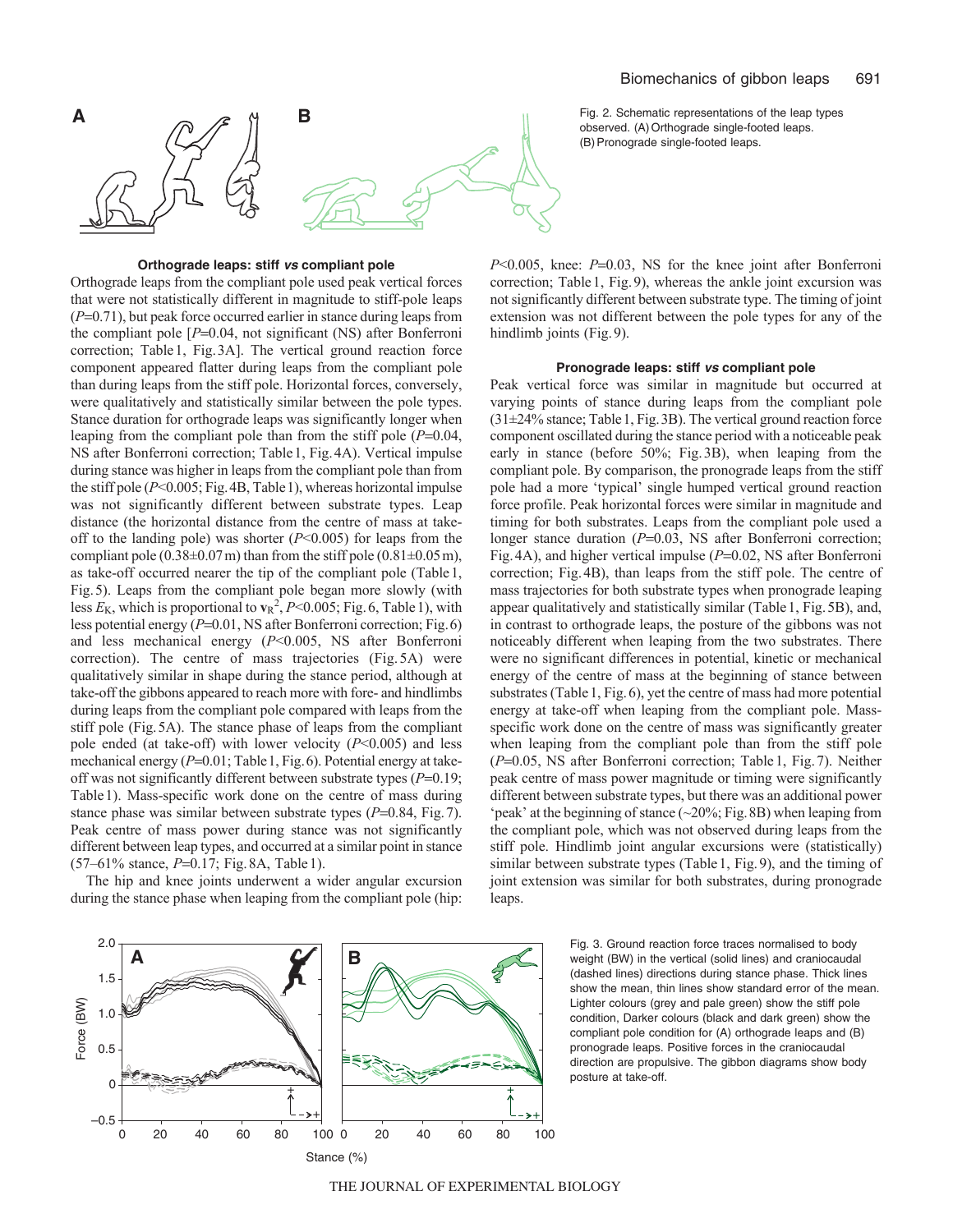Fig. 2. Schematic representations of the leap types observed. (A) Orthograde single-footed leaps. (B) Pronograde single-footed leaps.

### Orthograde leaps: stiff *vs* compliant pole

Orthograde leaps from the compliant pole used peak vertical forces that were not statistically different in magnitude to stiff-pole leaps ($P$=0.71), but peak force occurred earlier in stance during leaps from the compliant pole [$P$=0.04, not significant (NS) after Bonferroni correction; Table 1, Fig. 3A]. The vertical ground reaction force component appeared flatter during leaps from the compliant pole than during leaps from the stiff pole. Horizontal forces, conversely, were qualitatively and statistically similar between the pole types. Stance duration for orthograde leaps was significantly longer when leaping from the compliant pole than from the stiff pole ($P$=0.04, NS after Bonferroni correction; Table 1, Fig. 4A). Vertical impulse during stance was higher in leaps from the compliant pole than from the stiff pole ($P$<0.005; Fig. 4B, Table 1), whereas horizontal impulse was not significantly different between substrate types. Leap distance (the horizontal distance from the centre of mass at take-off to the landing pole) was shorter ($P$<0.005) for leaps from the compliant pole (0.38±0.07 m) than from the stiff pole (0.81±0.05 m), as take-off occurred nearer the tip of the compliant pole (Table 1, Fig. 5). Leaps from the compliant pole began more slowly (with less $E_K$, which is proportional to $\mathbf{v}_R^2$, $P$<0.005; Fig. 6, Table 1), with less potential energy ($P$=0.01, NS after Bonferroni correction; Fig. 6) and less mechanical energy ($P$<0.005, NS after Bonferroni correction). The centre of mass trajectories (Fig. 5A) were qualitatively similar in shape during the stance period, although at take-off the gibbons appeared to reach more with fore- and hindlimbs during leaps from the compliant pole compared with leaps from the stiff pole (Fig. 5A). The stance phase of leaps from the compliant pole ended (at take-off) with lower velocity ($P$<0.005) and less mechanical energy ($P$=0.01; Table 1, Fig. 6). Potential energy at take-off was not significantly different between substrate types ($P$=0.19; Table 1). Mass-specific work done on the centre of mass during stance phase was similar between substrate types ($P$=0.84, Fig. 7). Peak centre of mass power during stance was not significantly different between leap types, and occurred at a similar point in stance (57–61% stance, $P$=0.17; Fig. 8A, Table 1).

The hip and knee joints underwent a wider angular excursion during the stance phase when leaping from the compliant pole (hip: $P$<0.005, knee: $P$=0.03, NS for the knee joint after Bonferroni correction; Table 1, Fig. 9), whereas the ankle joint excursion was not significantly different between substrate type. The timing of joint extension was not different between the pole types for any of the hindlimb joints (Fig. 9).

### Pronograde leaps: stiff *vs* compliant pole

Peak vertical force was similar in magnitude but occurred at varying points of stance during leaps from the compliant pole (31±24% stance; Table 1, Fig. 3B). The vertical ground reaction force component oscillated during the stance period with a noticeable peak early in stance (before 50%; Fig. 3B), when leaping from the compliant pole. By comparison, the pronograde leaps from the stiff pole had a more 'typical' single humped vertical ground reaction force profile. Peak horizontal forces were similar in magnitude and timing for both substrates. Leaps from the compliant pole used a longer stance duration ($P$=0.03, NS after Bonferroni correction; Fig. 4A), and higher vertical impulse ($P$=0.02, NS after Bonferroni correction; Fig. 4B), than leaps from the stiff pole. The centre of mass trajectories for both substrate types when pronograde leaping appear qualitatively and statistically similar (Table 1, Fig. 5B), and, in contrast to orthograde leaps, the posture of the gibbons was not noticeably different when leaping from the two substrates. There were no significant differences in potential, kinetic or mechanical energy of the centre of mass at the beginning of stance between substrates (Table 1, Fig. 6), yet the centre of mass had more potential energy at take-off when leaping from the compliant pole. Mass-specific work done on the centre of mass was significantly greater when leaping from the compliant pole than from the stiff pole ($P$=0.05, NS after Bonferroni correction; Table 1, Fig. 7). Neither peak centre of mass power magnitude or timing were significantly different between substrate types, but there was an additional power 'peak' at the beginning of stance (~20%; Fig. 8B) when leaping from the compliant pole, which was not observed during leaps from the stiff pole. Hindlimb joint angular excursions were (statistically) similar between substrate types (Table 1, Fig. 9), and the timing of joint extension was similar for both substrates, during pronograde leaps.

Fig. 3. Ground reaction force traces normalised to body weight (BW) in the vertical (solid lines) and craniocaudal (dashed lines) directions during stance phase. Thick lines show the mean, thin lines show standard error of the mean. Lighter colours (grey and pale green) show the stiff pole condition, Darker colours (black and dark green) show the compliant pole condition for (A) orthograde leaps and (B) pronograde leaps. Positive forces in the craniocaudal direction are propulsive. The gibbon diagrams show body posture at take-off.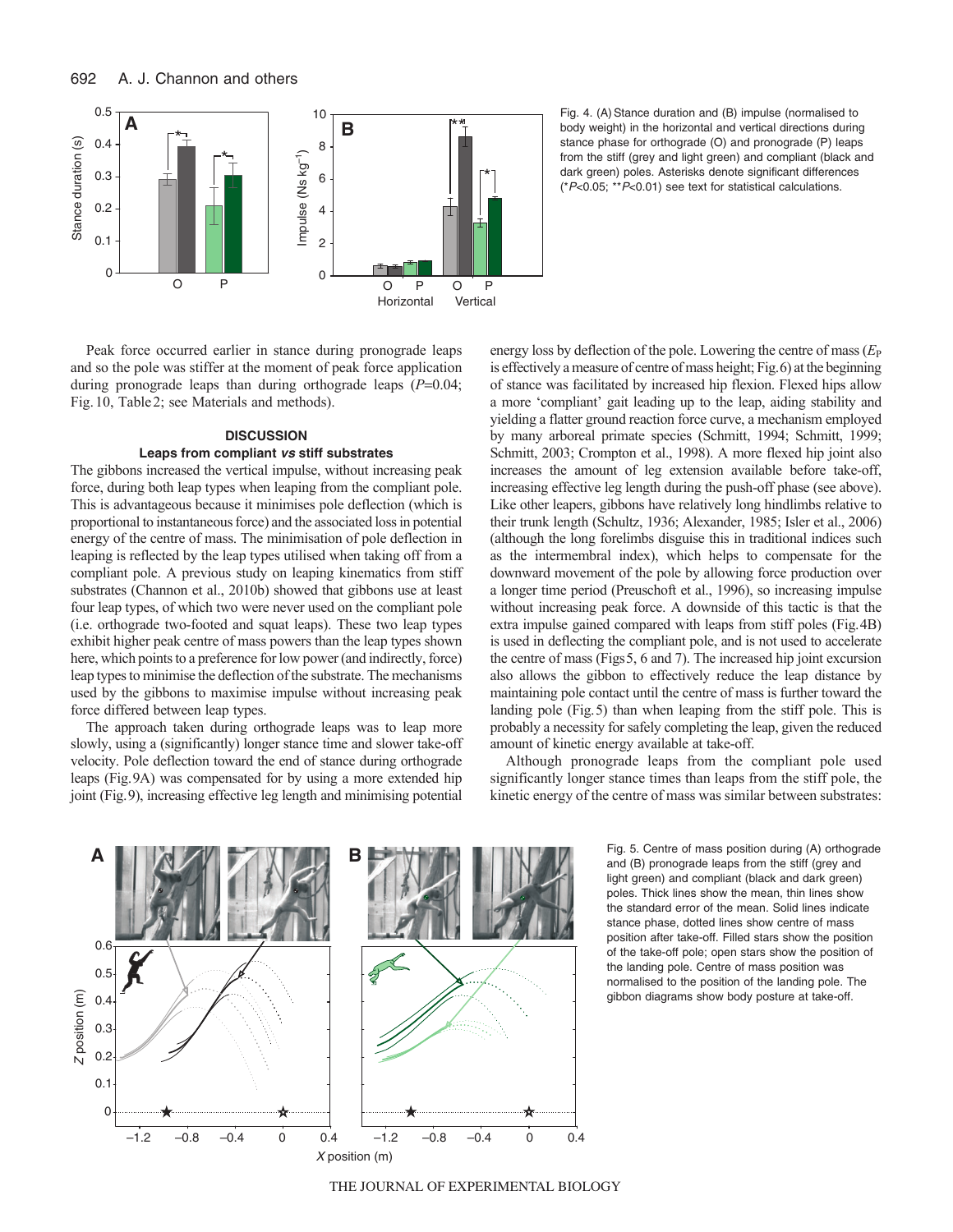Fig. 4. (A) Stance duration and (B) impulse (normalised to body weight) in the horizontal and vertical directions during stance phase for orthograde (O) and pronograde (P) leaps from the stiff (grey and light green) and compliant (black and dark green) poles. Asterisks denote significant differences (* $P$<0.05; ** $P$<0.01) see text for statistical calculations.

Peak force occurred earlier in stance during pronograde leaps and so the pole was stiffer at the moment of peak force application during pronograde leaps than during orthograde leaps ($P$=0.04; Fig. 10, Table 2; see Materials and methods).

## DISCUSSION

### Leaps from compliant *vs* stiff substrates

The gibbons increased the vertical impulse, without increasing peak force, during both leap types when leaping from the compliant pole. This is advantageous because it minimises pole deflection (which is proportional to instantaneous force) and the associated loss in potential energy of the centre of mass. The minimisation of pole deflection in leaping is reflected by the leap types utilised when taking off from a compliant pole. A previous study on leaping kinematics from stiff substrates (Channon et al., 2010b) showed that gibbons use at least four leap types, of which two were never used on the compliant pole (i.e. orthograde two-footed and squat leaps). These two leap types exhibit higher peak centre of mass powers than the leap types shown here, which points to a preference for low power (and indirectly, force) leap types to minimise the deflection of the substrate. The mechanisms used by the gibbons to maximise impulse without increasing peak force differed between leap types.

The approach taken during orthograde leaps was to leap more slowly, using a (significantly) longer stance time and slower take-off velocity. Pole deflection toward the end of stance during orthograde leaps (Fig. 9A) was compensated for by using a more extended hip joint (Fig. 9), increasing effective leg length and minimising potential energy loss by deflection of the pole. Lowering the centre of mass ($E_P$ is effectively a measure of centre of mass height; Fig. 6) at the beginning of stance was facilitated by increased hip flexion. Flexed hips allow a more 'compliant' gait leading up to the leap, aiding stability and yielding a flatter ground reaction force curve, a mechanism employed by many arboreal primate species (Schmitt, 1994; Schmitt, 1999; Schmitt, 2003; Crompton et al., 1998). A more flexed hip joint also increases the amount of leg extension available before take-off, increasing effective leg length during the push-off phase (see above). Like other leapers, gibbons have relatively long hindlimbs relative to their trunk length (Schultz, 1936; Alexander, 1985; Isler et al., 2006) (although the long forelimbs disguise this in traditional indices such as the intermembral index), which helps to compensate for the downward movement of the pole by allowing force production over a longer time period (Preuschoft et al., 1996), so increasing impulse without increasing peak force. A downside of this tactic is that the extra impulse gained compared with leaps from stiff poles (Fig. 4B) is used in deflecting the compliant pole, and is not used to accelerate the centre of mass (Figs 5, 6 and 7). The increased hip joint excursion also allows the gibbon to effectively reduce the leap distance by maintaining pole contact until the centre of mass is further toward the landing pole (Fig. 5) than when leaping from the stiff pole. This is probably a necessity for safely completing the leap, given the reduced amount of kinetic energy available at take-off.

Although pronograde leaps from the compliant pole used significantly longer stance times than leaps from the stiff pole, the kinetic energy of the centre of mass was similar between substrates:

Fig. 5. Centre of mass position during (A) orthograde and (B) pronograde leaps from the stiff (grey and light green) and compliant (black and dark green) poles. Thick lines show the mean, thin lines show the standard error of the mean. Solid lines indicate stance phase, dotted lines show centre of mass position after take-off. Filled stars show the position of the take-off pole; open stars show the position of the landing pole. Centre of mass position was normalised to the position of the landing pole. The gibbon diagrams show body posture at take-off.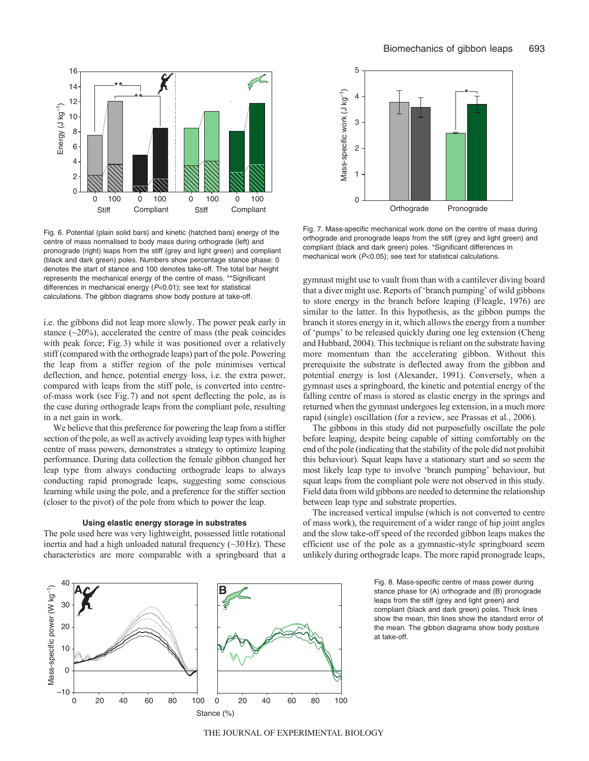Fig. 6. Potential (plain solid bars) and kinetic (hatched bars) energy of the centre of mass normalised to body mass during orthograde (left) and pronograde (right) leaps from the stiff (grey and light green) and compliant (black and dark green) poles. Numbers show percentage stance phase: 0 denotes the start of stance and 100 denotes take-off. The total bar height represents the mechanical energy of the centre of mass. **Significant differences in mechanical energy ($P$<0.01); see text for statistical calculations. The gibbon diagrams show body posture at take-off.

Fig. 7. Mass-specific mechanical work done on the centre of mass during orthograde and pronograde leaps from the stiff (grey and light green) and compliant (black and dark green) poles. *Significant differences in mechanical work ($P$<0.05); see text for statistical calculations.

i.e. the gibbons did not leap more slowly. The power peak early in stance (~20%), accelerated the centre of mass (the peak coincides with peak force; Fig. 3) while it was positioned over a relatively stiff (compared with the orthograde leaps) part of the pole. Powering the leap from a stiffer region of the pole minimises vertical deflection, and hence, potential energy loss, i.e. the extra power, compared with leaps from the stiff pole, is converted into centre-of-mass work (see Fig. 7) and not spent deflecting the pole, as is the case during orthograde leaps from the compliant pole, resulting in a net gain in work.

We believe that this preference for powering the leap from a stiffer section of the pole, as well as actively avoiding leap types with higher centre of mass powers, demonstrates a strategy to optimize leaping performance. During data collection the female gibbon changed her leap type from always conducting orthograde leaps to always conducting rapid pronograde leaps, suggesting some conscious learning while using the pole, and a preference for the stiffer section (closer to the pivot) of the pole from which to power the leap.

### Using elastic energy storage in substrates

The pole used here was very lightweight, possessed little rotational inertia and had a high unloaded natural frequency (~30 Hz). These characteristics are more comparable with a springboard that a gymnast might use to vault from than with a cantilever diving board that a diver might use. Reports of 'branch pumping' of wild gibbons to store energy in the branch before leaping (Fleagle, 1976) are similar to the latter. In this hypothesis, as the gibbon pumps the branch it stores energy in it, which allows the energy from a number of 'pumps' to be released quickly during one leg extension (Cheng and Hubbard, 2004). This technique is reliant on the substrate having more momentum than the accelerating gibbon. Without this prerequisite the substrate is deflected away from the gibbon and potential energy is lost (Alexander, 1991). Conversely, when a gymnast uses a springboard, the kinetic and potential energy of the falling centre of mass is stored as elastic energy in the springs and returned when the gymnast undergoes leg extension, in a much more rapid (single) oscillation (for a review, see Prassas et al., 2006).

The gibbons in this study did not purposefully oscillate the pole before leaping, despite being capable of sitting comfortably on the end of the pole (indicating that the stability of the pole did not prohibit this behaviour). Squat leaps have a stationary start and so seem the most likely leap type to involve 'branch pumping' behaviour, but squat leaps from the compliant pole were not observed in this study. Field data from wild gibbons are needed to determine the relationship between leap type and substrate properties.

The increased vertical impulse (which is not converted to centre of mass work), the requirement of a wider range of hip joint angles and the slow take-off speed of the recorded gibbon leaps makes the efficient use of the pole as a gymnastic-style springboard seem unlikely during orthograde leaps. The more rapid pronograde leaps,

Fig. 8. Mass-specific centre of mass power during stance phase for (A) orthograde and (B) pronograde leaps from the stiff (grey and light green) and compliant (black and dark green) poles. Thick lines show the mean, thin lines show the standard error of the mean. The gibbon diagrams show body posture at take-off.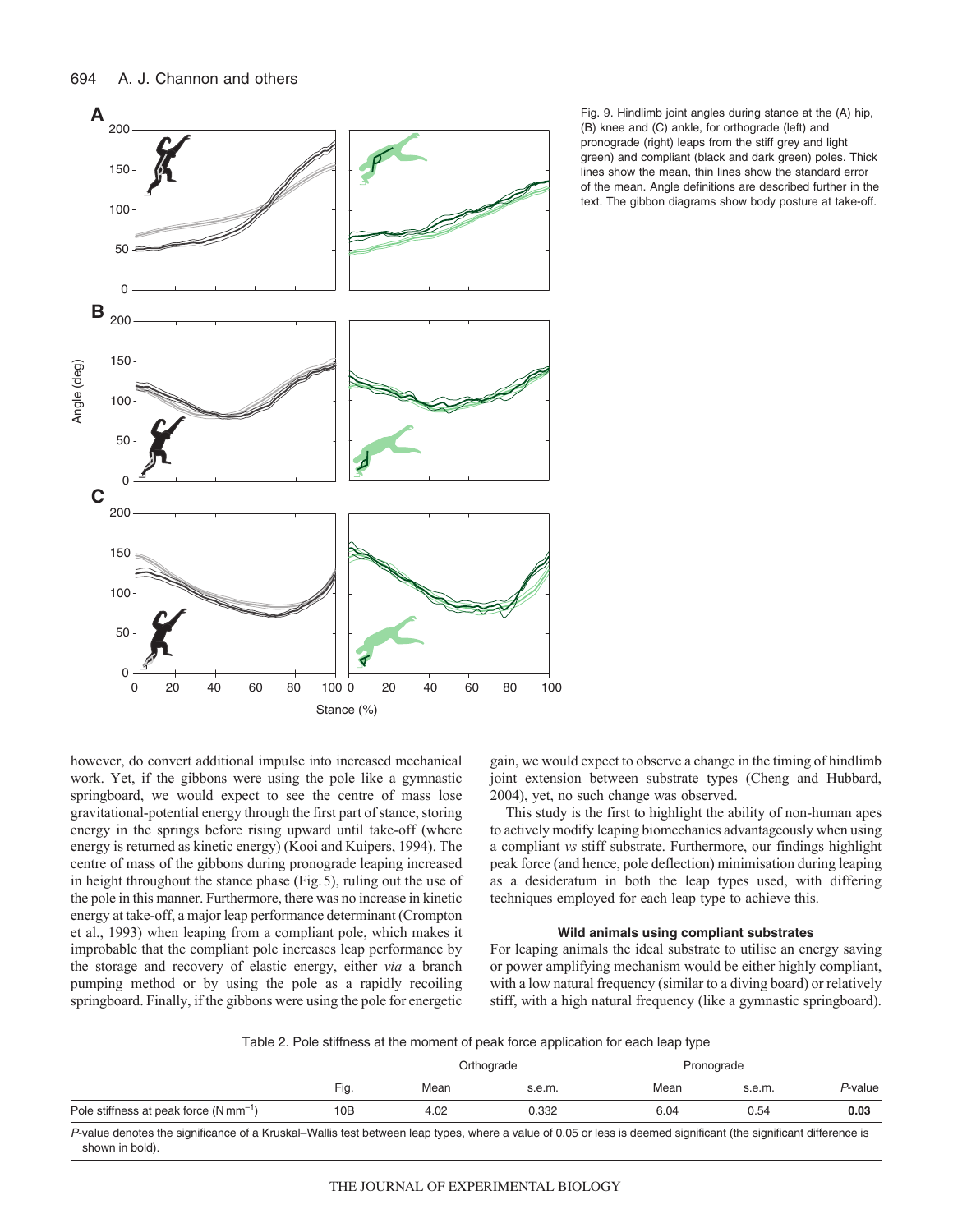Fig. 9. Hindlimb joint angles during stance at the (A) hip, (B) knee and (C) ankle, for orthograde (left) and pronograde (right) leaps from the stiff grey and light green) and compliant (black and dark green) poles. Thick lines show the mean, thin lines show the standard error of the mean. Angle definitions are described further in the text. The gibbon diagrams show body posture at take-off.

however, do convert additional impulse into increased mechanical work. Yet, if the gibbons were using the pole like a gymnastic springboard, we would expect to see the centre of mass lose gravitational-potential energy through the first part of stance, storing energy in the springs before rising upward until take-off (where energy is returned as kinetic energy) (Kooi and Kuipers, 1994). The centre of mass of the gibbons during pronograde leaping increased in height throughout the stance phase (Fig. 5), ruling out the use of the pole in this manner. Furthermore, there was no increase in kinetic energy at take-off, a major leap performance determinant (Crompton et al., 1993) when leaping from a compliant pole, which makes it improbable that the compliant pole increases leap performance by the storage and recovery of elastic energy, either *via* a branch pumping method or by using the pole as a rapidly recoiling springboard. Finally, if the gibbons were using the pole for energetic gain, we would expect to observe a change in the timing of hindlimb joint extension between substrate types (Cheng and Hubbard, 2004), yet, no such change was observed.

This study is the first to highlight the ability of non-human apes to actively modify leaping biomechanics advantageously when using a compliant *vs* stiff substrate. Furthermore, our findings highlight peak force (and hence, pole deflection) minimisation during leaping as a desideratum in both the leap types used, with differing techniques employed for each leap type to achieve this.

### Wild animals using compliant substrates

For leaping animals the ideal substrate to utilise an energy saving or power amplifying mechanism would be either highly compliant, with a low natural frequency (similar to a diving board) or relatively stiff, with a high natural frequency (like a gymnastic springboard).

Table 2. Pole stiffness at the moment of peak force application for each leap type

| | | Orthograde | | Pronograde | | |
|---|---|---|---|---|---|---|
| | Fig. | Mean | s.e.m. | Mean | s.e.m. | *P*-value |
| Pole stiffness at peak force ($N\,mm^{-1}$) | 10B | 4.02 | 0.332 | 6.04 | 0.54 | **0.03** |

*P*-value denotes the significance of a Kruskal–Wallis test between leap types, where a value of 0.05 or less is deemed significant (the significant difference is shown in bold).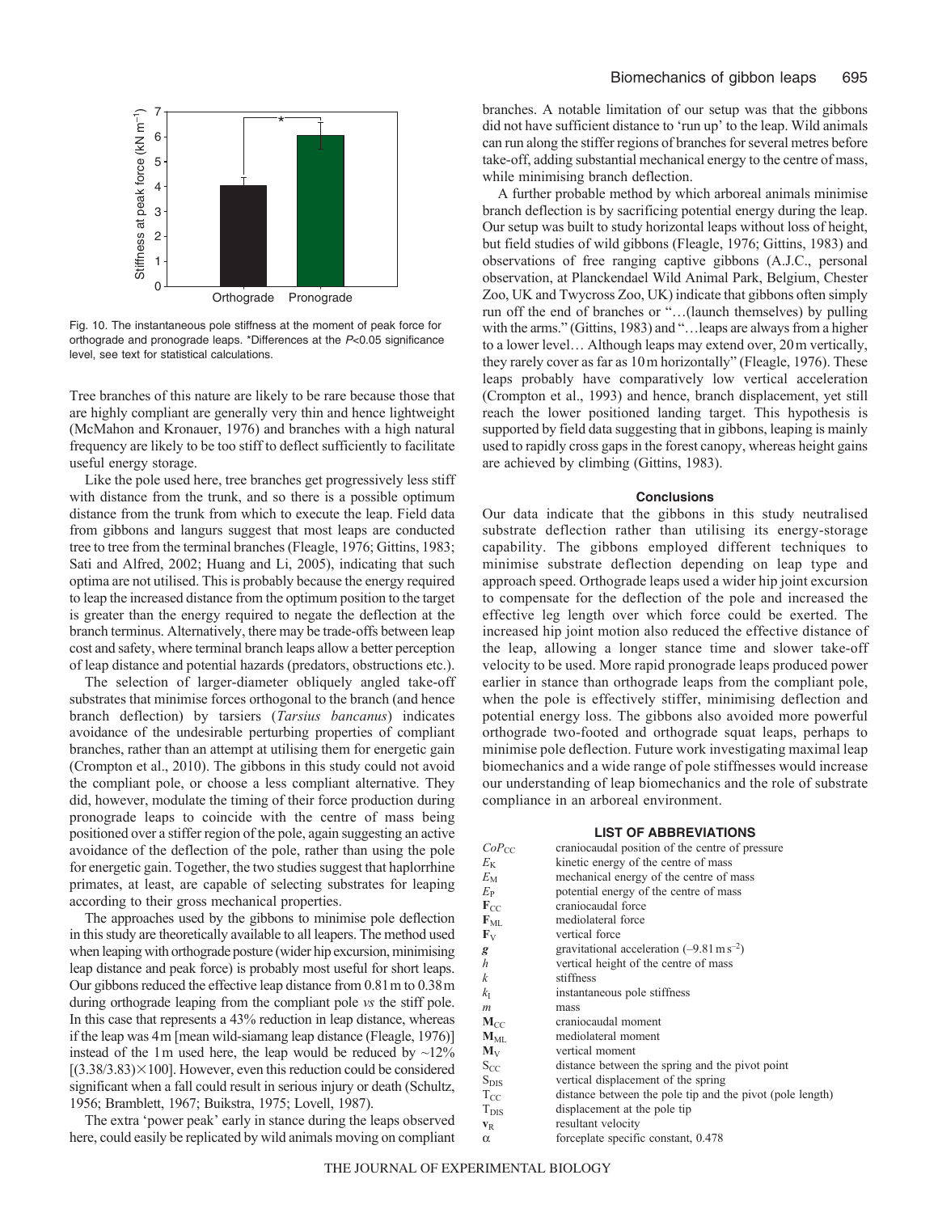Fig. 10. The instantaneous pole stiffness at the moment of peak force for orthograde and pronograde leaps. *Differences at the $P$<0.05 significance level, see text for statistical calculations.

Tree branches of this nature are likely to be rare because those that are highly compliant are generally very thin and hence lightweight (McMahon and Kronauer, 1976) and branches with a high natural frequency are likely to be too stiff to deflect sufficiently to facilitate useful energy storage.

Like the pole used here, tree branches get progressively less stiff with distance from the trunk, and so there is a possible optimum distance from the trunk from which to execute the leap. Field data from gibbons and langurs suggest that most leaps are conducted tree to tree from the terminal branches (Fleagle, 1976; Gittins, 1983; Sati and Alfred, 2002; Huang and Li, 2005), indicating that such optima are not utilised. This is probably because the energy required to leap the increased distance from the optimum position to the target is greater than the energy required to negate the deflection at the branch terminus. Alternatively, there may be trade-offs between leap cost and safety, where terminal branch leaps allow a better perception of leap distance and potential hazards (predators, obstructions etc.).

The selection of larger-diameter obliquely angled take-off substrates that minimise forces orthogonal to the branch (and hence branch deflection) by tarsiers (*Tarsius bancanus*) indicates avoidance of the undesirable perturbing properties of compliant branches, rather than an attempt at utilising them for energetic gain (Crompton et al., 2010). The gibbons in this study could not avoid the compliant pole, or choose a less compliant alternative. They did, however, modulate the timing of their force production during pronograde leaps to coincide with the centre of mass being positioned over a stiffer region of the pole, again suggesting an active avoidance of the deflection of the pole, rather than using the pole for energetic gain. Together, the two studies suggest that haplorrhine primates, at least, are capable of selecting substrates for leaping according to their gross mechanical properties.

The approaches used by the gibbons to minimise pole deflection in this study are theoretically available to all leapers. The method used when leaping with orthograde posture (wider hip excursion, minimising leap distance and peak force) is probably most useful for short leaps. Our gibbons reduced the effective leap distance from 0.81 m to 0.38 m during orthograde leaping from the compliant pole *vs* the stiff pole. In this case that represents a 43% reduction in leap distance, whereas if the leap was 4 m [mean wild-siamang leap distance (Fleagle, 1976)] instead of the 1 m used here, the leap would be reduced by ~12% [(3.38/3.83)×100]. However, even this reduction could be considered significant when a fall could result in serious injury or death (Schultz, 1956; Bramblett, 1967; Buikstra, 1975; Lovell, 1987).

The extra 'power peak' early in stance during the leaps observed here, could easily be replicated by wild animals moving on compliant branches. A notable limitation of our setup was that the gibbons did not have sufficient distance to 'run up' to the leap. Wild animals can run along the stiffer regions of branches for several metres before take-off, adding substantial mechanical energy to the centre of mass, while minimising branch deflection.

A further probable method by which arboreal animals minimise branch deflection is by sacrificing potential energy during the leap. Our setup was built to study horizontal leaps without loss of height, but field studies of wild gibbons (Fleagle, 1976; Gittins, 1983) and observations of free ranging captive gibbons (A.J.C., personal observation, at Planckendael Wild Animal Park, Belgium, Chester Zoo, UK and Twycross Zoo, UK) indicate that gibbons often simply run off the end of branches or "…(launch themselves) by pulling with the arms." (Gittins, 1983) and "…leaps are always from a higher to a lower level… Although leaps may extend over, 20 m vertically, they rarely cover as far as 10 m horizontally" (Fleagle, 1976). These leaps probably have comparatively low vertical acceleration (Crompton et al., 1993) and hence, branch displacement, yet still reach the lower positioned landing target. This hypothesis is supported by field data suggesting that in gibbons, leaping is mainly used to rapidly cross gaps in the forest canopy, whereas height gains are achieved by climbing (Gittins, 1983).

## Conclusions

Our data indicate that the gibbons in this study neutralised substrate deflection rather than utilising its energy-storage capability. The gibbons employed different techniques to minimise substrate deflection depending on leap type and approach speed. Orthograde leaps used a wider hip joint excursion to compensate for the deflection of the pole and increased the effective leg length over which force could be exerted. The increased hip joint motion also reduced the effective distance of the leap, allowing a longer stance time and slower take-off velocity to be used. More rapid pronograde leaps produced power earlier in stance than orthograde leaps from the compliant pole, when the pole is effectively stiffer, minimising deflection and potential energy loss. The gibbons also avoided more powerful orthograde two-footed and orthograde squat leaps, perhaps to minimise pole deflection. Future work investigating maximal leap biomechanics and a wide range of pole stiffnesses would increase our understanding of leap biomechanics and the role of substrate compliance in an arboreal environment.

## LIST OF ABBREVIATIONS

| | |
|---|---|
| $CoP_{CC}$ | craniocaudal position of the centre of pressure |
| $E_K$ | kinetic energy of the centre of mass |
| $E_M$ | mechanical energy of the centre of mass |
| $E_P$ | potential energy of the centre of mass |
| $\mathbf{F}_{CC}$ | craniocaudal force |
| $\mathbf{F}_{ML}$ | mediolateral force |
| $\mathbf{F}_V$ | vertical force |
| $\boldsymbol{g}$ | gravitational acceleration ($-9.81\,\mathrm{m\,s^{-2}}$) |
| $h$ | vertical height of the centre of mass |
| $k$ | stiffness |
| $k_I$ | instantaneous pole stiffness |
| $m$ | mass |
| $\mathbf{M}_{CC}$ | craniocaudal moment |
| $\mathbf{M}_{ML}$ | mediolateral moment |
| $\mathbf{M}_V$ | vertical moment |
| $S_{CC}$ | distance between the spring and the pivot point |
| $S_{DIS}$ | vertical displacement of the spring |
| $T_{CC}$ | distance between the pole tip and the pivot (pole length) |
| $T_{DIS}$ | displacement at the pole tip |
| $\mathbf{v}_R$ | resultant velocity |
| $\alpha$ | forceplate specific constant, 0.478 |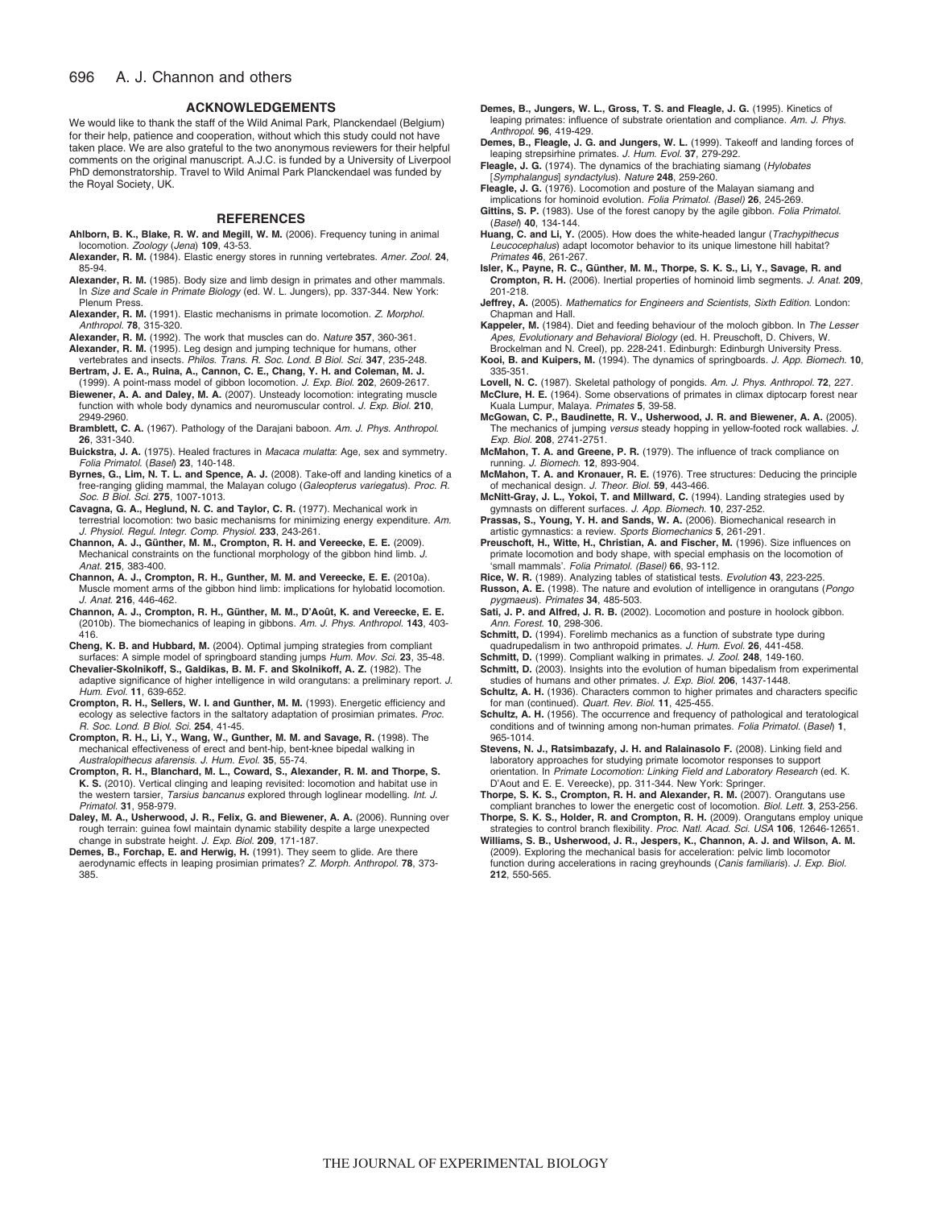## ACKNOWLEDGEMENTS

We would like to thank the staff of the Wild Animal Park, Planckendael (Belgium) for their help, patience and cooperation, without which this study could not have taken place. We are also grateful to the two anonymous reviewers for their helpful comments on the original manuscript. A.J.C. is funded by a University of Liverpool PhD demonstratorship. Travel to Wild Animal Park Planckendael was funded by the Royal Society, UK.

## REFERENCES

**Ahlborn, B. K., Blake, R. W. and Megill, W. M.** (2006). Frequency tuning in animal locomotion. *Zoology* (*Jena*) **109**, 43-53.

**Alexander, R. M.** (1984). Elastic energy stores in running vertebrates. *Amer. Zool.* **24**, 85-94.

**Alexander, R. M.** (1985). Body size and limb design in primates and other mammals. In *Size and Scale in Primate Biology* (ed. W. L. Jungers), pp. 337-344. New York: Plenum Press.

**Alexander, R. M.** (1991). Elastic mechanisms in primate locomotion. *Z. Morphol. Anthropol.* **78**, 315-320.

**Alexander, R. M.** (1992). The work that muscles can do. *Nature* **357**, 360-361.

**Alexander, R. M.** (1995). Leg design and jumping technique for humans, other vertebrates and insects. *Philos. Trans. R. Soc. Lond. B Biol. Sci.* **347**, 235-248.

**Bertram, J. E. A., Ruina, A., Cannon, C. E., Chang, Y. H. and Coleman, M. J.** (1999). A point-mass model of gibbon locomotion. *J. Exp. Biol.* **202**, 2609-2617.

**Biewener, A. A. and Daley, M. A.** (2007). Unsteady locomotion: integrating muscle function with whole body dynamics and neuromuscular control. *J. Exp. Biol.* **210**, 2949-2960.

**Bramblett, C. A.** (1967). Pathology of the Darajani baboon. *Am. J. Phys. Anthropol.* **26**, 331-340.

**Buickstra, J. A.** (1975). Healed fractures in *Macaca mulatta*: Age, sex and symmetry. *Folia Primatol.* (*Basel*) **23**, 140-148.

**Byrnes, G., Lim, N. T. L. and Spence, A. J.** (2008). Take-off and landing kinetics of a free-ranging gliding mammal, the Malayan colugo (*Galeopterus variegatus*). *Proc. R. Soc. B Biol. Sci.* **275**, 1007-1013.

**Cavagna, G. A., Heglund, N. C. and Taylor, C. R.** (1977). Mechanical work in terrestrial locomotion: two basic mechanisms for minimizing energy expenditure. *Am. J. Physiol. Regul. Integr. Comp. Physiol.* **233**, 243-261.

**Channon, A. J., Günther, M. M., Crompton, R. H. and Vereecke, E. E.** (2009). Mechanical constraints on the functional morphology of the gibbon hind limb. *J. Anat.* **215**, 383-400.

**Channon, A. J., Crompton, R. H., Gunther, M. M. and Vereecke, E. E.** (2010a). Muscle moment arms of the gibbon hind limb: implications for hylobatid locomotion. *J. Anat.* **216**, 446-462.

**Channon, A. J., Crompton, R. H., Günther, M. M., D'Août, K. and Vereecke, E. E.** (2010b). The biomechanics of leaping in gibbons. *Am. J. Phys. Anthropol.* **143**, 403-416.

**Cheng, K. B. and Hubbard, M.** (2004). Optimal jumping strategies from compliant surfaces: A simple model of springboard standing jumps *Hum. Mov. Sci.* **23**, 35-48.

**Chevalier-Skolnikoff, S., Galdikas, B. M. F. and Skolnikoff, A. Z.** (1982). The adaptive significance of higher intelligence in wild orangutans: a preliminary report. *J. Hum. Evol.* **11**, 639-652.

**Crompton, R. H., Sellers, W. I. and Gunther, M. M.** (1993). Energetic efficiency and ecology as selective factors in the saltatory adaptation of prosimian primates. *Proc. R. Soc. Lond. B Biol. Sci.* **254**, 41-45.

**Crompton, R. H., Li, Y., Wang, W., Gunther, M. M. and Savage, R.** (1998). The mechanical effectiveness of erect and bent-hip, bent-knee bipedal walking in *Australopithecus afarensis*. *J. Hum. Evol.* **35**, 55-74.

**Crompton, R. H., Blanchard, M. L., Coward, S., Alexander, R. M. and Thorpe, S. K. S.** (2010). Vertical clinging and leaping revisited: locomotion and habitat use in the western tarsier, *Tarsius bancanus* explored through loglinear modelling. *Int. J. Primatol.* **31**, 958-979.

**Daley, M. A., Usherwood, J. R., Felix, G. and Biewener, A. A.** (2006). Running over rough terrain: guinea fowl maintain dynamic stability despite a large unexpected change in substrate height. *J. Exp. Biol.* **209**, 171-187.

**Demes, B., Forchap, E. and Herwig, H.** (1991). They seem to glide. Are there aerodynamic effects in leaping prosimian primates? *Z. Morph. Anthropol.* **78**, 373-385.

**Demes, B., Jungers, W. L., Gross, T. S. and Fleagle, J. G.** (1995). Kinetics of leaping primates: influence of substrate orientation and compliance. *Am. J. Phys. Anthropol.* **96**, 419-429.

**Demes, B., Fleagle, J. G. and Jungers, W. L.** (1999). Takeoff and landing forces of leaping strepsirhine primates. *J. Hum. Evol.* **37**, 279-292.

**Fleagle, J. G.** (1974). The dynamics of the brachiating siamang (*Hylobates* [*Symphalangus*] *syndactylus*). *Nature* **248**, 259-260.

**Fleagle, J. G.** (1976). Locomotion and posture of the Malayan siamang and implications for hominoid evolution. *Folia Primatol. (Basel)* **26**, 245-269.

**Gittins, S. P.** (1983). Use of the forest canopy by the agile gibbon. *Folia Primatol.* (*Basel*) **40**, 134-144.

**Huang, C. and Li, Y.** (2005). How does the white-headed langur (*Trachypithecus Leucocephalus*) adapt locomotor behavior to its unique limestone hill habitat? *Primates* **46**, 261-267.

**Isler, K., Payne, R. C., Günther, M. M., Thorpe, S. K. S., Li, Y., Savage, R. and Crompton, R. H.** (2006). Inertial properties of hominoid limb segments. *J. Anat.* **209**, 201-218.

**Jeffrey, A.** (2005). *Mathematics for Engineers and Scientists, Sixth Edition*. London: Chapman and Hall.

**Kappeler, M.** (1984). Diet and feeding behaviour of the moloch gibbon. In *The Lesser Apes, Evolutionary and Behavioral Biology* (ed. H. Preuschoft, D. Chivers, W. Brockelman and N. Creel), pp. 228-241. Edinburgh: Edinburgh University Press.

**Kooi, B. and Kuipers, M.** (1994). The dynamics of springboards. *J. App. Biomech.* **10**, 335-351.

**Lovell, N. C.** (1987). Skeletal pathology of pongids. *Am. J. Phys. Anthropol.* **72**, 227.

**McClure, H. E.** (1964). Some observations of primates in climax diptocarp forest near Kuala Lumpur, Malaya. *Primates* **5**, 39-58.

**McGowan, C. P., Baudinette, R. V., Usherwood, J. R. and Biewener, A. A.** (2005). The mechanics of jumping *versus* steady hopping in yellow-footed rock wallabies. *J. Exp. Biol.* **208**, 2741-2751.

**McMahon, T. A. and Greene, P. R.** (1979). The influence of track compliance on running. *J. Biomech.* **12**, 893-904.

**McMahon, T. A. and Kronauer, R. E.** (1976). Tree structures: Deducing the principle of mechanical design. *J. Theor. Biol.* **59**, 443-466.

**McNitt-Gray, J. L., Yokoi, T. and Millward, C.** (1994). Landing strategies used by gymnasts on different surfaces. *J. App. Biomech.* **10**, 237-252.

**Prassas, S., Young, Y. H. and Sands, W. A.** (2006). Biomechanical research in artistic gymnastics: a review. *Sports Biomechanics* **5**, 261-291.

**Preuschoft, H., Witte, H., Christian, A. and Fischer, M.** (1996). Size influences on primate locomotion and body shape, with special emphasis on the locomotion of 'small mammals'. *Folia Primatol. (Basel)* **66**, 93-112.

**Rice, W. R.** (1989). Analyzing tables of statistical tests. *Evolution* **43**, 223-225.

**Russon, A. E.** (1998). The nature and evolution of intelligence in orangutans (*Pongo pygmaeus*). *Primates* **34**, 485-503.

**Sati, J. P. and Alfred, J. R. B.** (2002). Locomotion and posture in hoolock gibbon. *Ann. Forest.* **10**, 298-306.

**Schmitt, D.** (1994). Forelimb mechanics as a function of substrate type during quadrupedalism in two anthropoid primates. *J. Hum. Evol.* **26**, 441-458.

**Schmitt, D.** (1999). Compliant walking in primates. *J. Zool.* **248**, 149-160.

**Schmitt, D.** (2003). Insights into the evolution of human bipedalism from experimental studies of humans and other primates. *J. Exp. Biol.* **206**, 1437-1448.

**Schultz, A. H.** (1936). Characters common to higher primates and characters specific for man (continued). *Quart. Rev. Biol.* **11**, 425-455.

**Schultz, A. H.** (1956). The occurrence and frequency of pathological and teratological conditions and of twinning among non-human primates. *Folia Primatol.* (*Basel*) **1**, 965-1014.

**Stevens, N. J., Ratsimbazafy, J. H. and Ralainasolo F.** (2008). Linking field and laboratory approaches for studying primate locomotor responses to support orientation. In *Primate Locomotion: Linking Field and Laboratory Research* (ed. K. D'Aout and E. E. Vereecke), pp. 311-344. New York: Springer.

**Thorpe, S. K. S., Crompton, R. H. and Alexander, R. M.** (2007). Orangutans use compliant branches to lower the energetic cost of locomotion. *Biol. Lett.* **3**, 253-256.

**Thorpe, S. K. S., Holder, R. and Crompton, R. H.** (2009). Orangutans employ unique strategies to control branch flexibility. *Proc. Natl. Acad. Sci. USA* **106**, 12646-12651.

**Williams, S. B., Usherwood, J. R., Jespers, K., Channon, A. J. and Wilson, A. M.** (2009). Exploring the mechanical basis for acceleration: pelvic limb locomotor function during accelerations in racing greyhounds (*Canis familiaris*). *J. Exp. Biol.* **212**, 550-565.